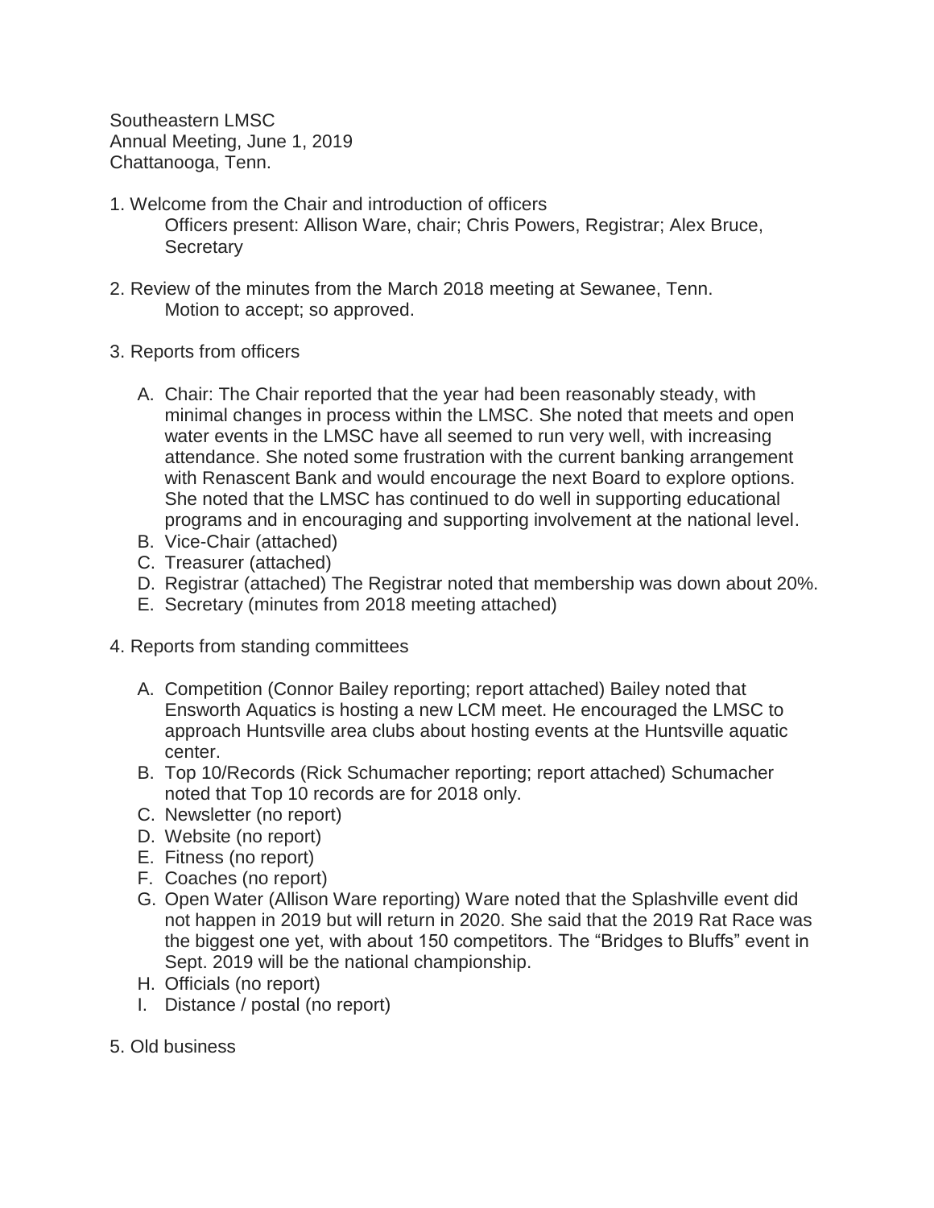Southeastern LMSC
Annual Meeting, June 1, 2019
Chattanooga, Tenn.

1. Welcome from the Chair and introduction of officers
   Officers present: Allison Ware, chair; Chris Powers, Registrar; Alex Bruce, Secretary

2. Review of the minutes from the March 2018 meeting at Sewanee, Tenn.
   Motion to accept; so approved.

3. Reports from officers

   A. Chair: The Chair reported that the year had been reasonably steady, with minimal changes in process within the LMSC. She noted that meets and open water events in the LMSC have all seemed to run very well, with increasing attendance. She noted some frustration with the current banking arrangement with Renascent Bank and would encourage the next Board to explore options. She noted that the LMSC has continued to do well in supporting educational programs and in encouraging and supporting involvement at the national level.
   B. Vice-Chair (attached)
   C. Treasurer (attached)
   D. Registrar (attached) The Registrar noted that membership was down about 20%.
   E. Secretary (minutes from 2018 meeting attached)

4. Reports from standing committees

   A. Competition (Connor Bailey reporting; report attached) Bailey noted that Ensworth Aquatics is hosting a new LCM meet. He encouraged the LMSC to approach Huntsville area clubs about hosting events at the Huntsville aquatic center.
   B. Top 10/Records (Rick Schumacher reporting; report attached) Schumacher noted that Top 10 records are for 2018 only.
   C. Newsletter (no report)
   D. Website (no report)
   E. Fitness (no report)
   F. Coaches (no report)
   G. Open Water (Allison Ware reporting) Ware noted that the Splashville event did not happen in 2019 but will return in 2020. She said that the 2019 Rat Race was the biggest one yet, with about 150 competitors. The "Bridges to Bluffs" event in Sept. 2019 will be the national championship.
   H. Officials (no report)
   I. Distance / postal (no report)

5. Old business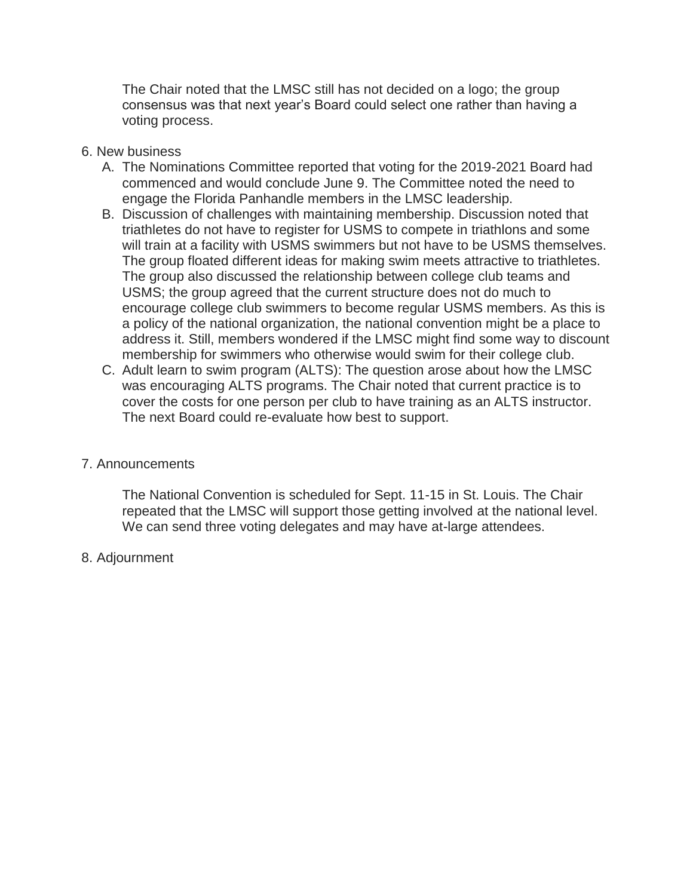The Chair noted that the LMSC still has not decided on a logo; the group consensus was that next year's Board could select one rather than having a voting process.

6. New business
   A. The Nominations Committee reported that voting for the 2019-2021 Board had commenced and would conclude June 9. The Committee noted the need to engage the Florida Panhandle members in the LMSC leadership.
   B. Discussion of challenges with maintaining membership. Discussion noted that triathletes do not have to register for USMS to compete in triathlons and some will train at a facility with USMS swimmers but not have to be USMS themselves. The group floated different ideas for making swim meets attractive to triathletes. The group also discussed the relationship between college club teams and USMS; the group agreed that the current structure does not do much to encourage college club swimmers to become regular USMS members. As this is a policy of the national organization, the national convention might be a place to address it. Still, members wondered if the LMSC might find some way to discount membership for swimmers who otherwise would swim for their college club.
   C. Adult learn to swim program (ALTS): The question arose about how the LMSC was encouraging ALTS programs. The Chair noted that current practice is to cover the costs for one person per club to have training as an ALTS instructor. The next Board could re-evaluate how best to support.

7. Announcements

   The National Convention is scheduled for Sept. 11-15 in St. Louis. The Chair repeated that the LMSC will support those getting involved at the national level. We can send three voting delegates and may have at-large attendees.

8. Adjournment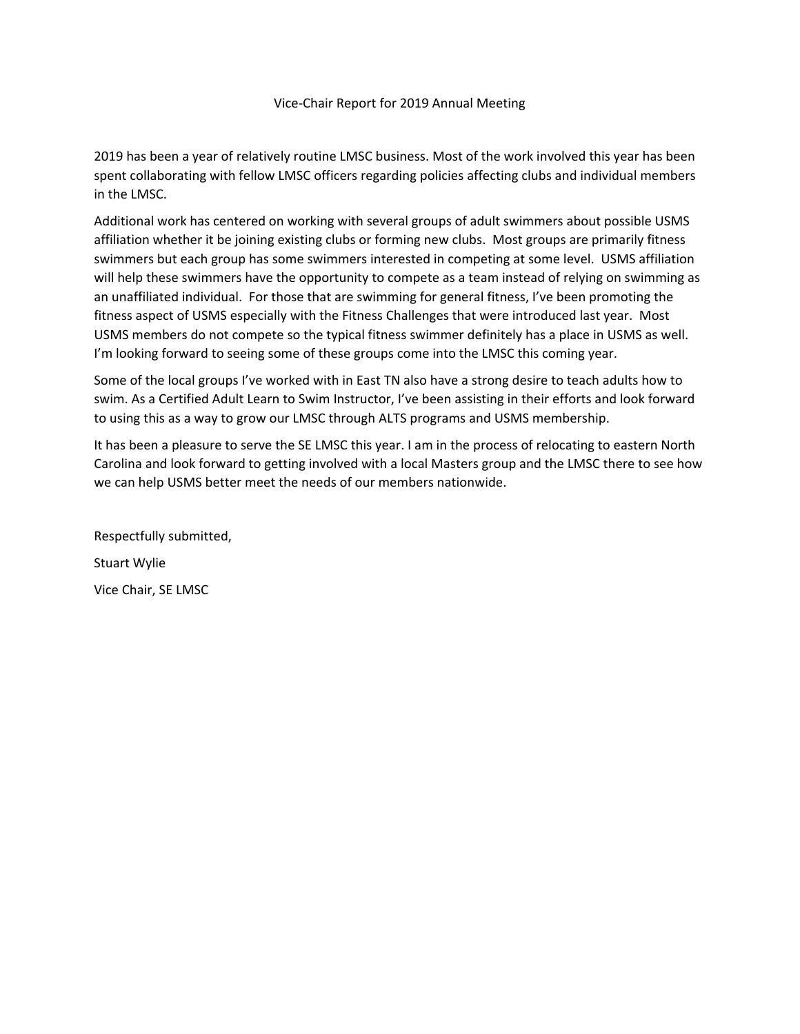# Vice-Chair Report for 2019 Annual Meeting

2019 has been a year of relatively routine LMSC business. Most of the work involved this year has been spent collaborating with fellow LMSC officers regarding policies affecting clubs and individual members in the LMSC.

Additional work has centered on working with several groups of adult swimmers about possible USMS affiliation whether it be joining existing clubs or forming new clubs. Most groups are primarily fitness swimmers but each group has some swimmers interested in competing at some level. USMS affiliation will help these swimmers have the opportunity to compete as a team instead of relying on swimming as an unaffiliated individual. For those that are swimming for general fitness, I've been promoting the fitness aspect of USMS especially with the Fitness Challenges that were introduced last year. Most USMS members do not compete so the typical fitness swimmer definitely has a place in USMS as well. I'm looking forward to seeing some of these groups come into the LMSC this coming year.

Some of the local groups I've worked with in East TN also have a strong desire to teach adults how to swim. As a Certified Adult Learn to Swim Instructor, I've been assisting in their efforts and look forward to using this as a way to grow our LMSC through ALTS programs and USMS membership.

It has been a pleasure to serve the SE LMSC this year. I am in the process of relocating to eastern North Carolina and look forward to getting involved with a local Masters group and the LMSC there to see how we can help USMS better meet the needs of our members nationwide.

Respectfully submitted,

Stuart Wylie

Vice Chair, SE LMSC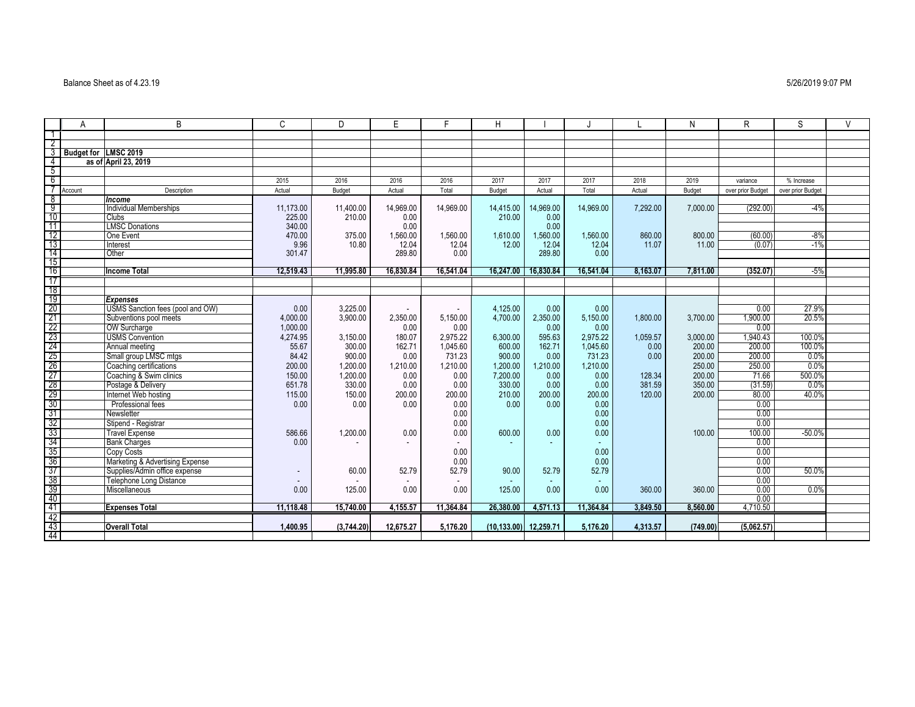|  | A | B | C | D | E | F | H | I | J | L | N | R | S | V |
|---|---|---|---|---|---|---|---|---|---|---|---|---|---|---|
| 1 |  |  |  |  |  |  |  |  |  |  |  |  |  |  |
| 2 |  |  |  |  |  |  |  |  |  |  |  |  |  |  |
| 3 | **Budget for** | **LMSC 2019** |  |  |  |  |  |  |  |  |  |  |  |  |
| 4 | **as of** | **April 23, 2019** |  |  |  |  |  |  |  |  |  |  |  |  |
| 5 |  |  |  |  |  |  |  |  |  |  |  |  |  |  |
| 6 |  |  | 2015 | 2016 | 2016 | 2016 | 2017 | 2017 | 2017 | 2018 | 2019 | variance | % Increase |  |
| 7 | Account | Description | Actual | Budget | Actual | Total | Budget | Actual | Total | Actual | Budget | over prior Budget | over prior Budget |  |
| 8 |  | ***Income*** |  |  |  |  |  |  |  |  |  |  |  |  |
| 9 |  | Individual Memberships | 11,173.00 | 11,400.00 | 14,969.00 | 14,969.00 | 14,415.00 | 14,969.00 | 14,969.00 | 7,292.00 | 7,000.00 | (292.00) | -4% |  |
| 10 |  | Clubs | 225.00 | 210.00 | 0.00 |  | 210.00 | 0.00 |  |  |  |  |  |  |
| 11 |  | LMSC Donations | 340.00 |  | 0.00 |  |  | 0.00 |  |  |  |  |  |  |
| 12 |  | One Event | 470.00 | 375.00 | 1,560.00 | 1,560.00 | 1,610.00 | 1,560.00 | 1,560.00 | 860.00 | 800.00 | (60.00) | -8% |  |
| 13 |  | Interest | 9.96 | 10.80 | 12.04 | 12.04 | 12.00 | 12.04 | 12.04 | 11.07 | 11.00 | (0.07) | -1% |  |
| 14 |  | Other | 301.47 |  | 289.80 | 0.00 |  | 289.80 | 0.00 |  |  |  |  |  |
| 15 |  |  |  |  |  |  |  |  |  |  |  |  |  |  |
| 16 |  | **Income Total** | **12,519.43** | **11,995.80** | **16,830.84** | **16,541.04** | **16,247.00** | **16,830.84** | **16,541.04** | **8,163.07** | **7,811.00** | **(352.07)** | -5% |  |
| 17 |  |  |  |  |  |  |  |  |  |  |  |  |  |  |
| 18 |  |  |  |  |  |  |  |  |  |  |  |  |  |  |
| 19 |  | ***Expenses*** |  |  |  |  |  |  |  |  |  |  |  |  |
| 20 |  | USMS Sanction fees (pool and OW) | 0.00 | 3,225.00 | - | - | 4,125.00 | 0.00 | 0.00 |  |  | 0.00 | 27.9% |  |
| 21 |  | Subventions pool meets | 4,000.00 | 3,900.00 | 2,350.00 | 5,150.00 | 4,700.00 | 2,350.00 | 5,150.00 | 1,800.00 | 3,700.00 | 1,900.00 | 20.5% |  |
| 22 |  | OW Surcharge | 1,000.00 |  | 0.00 | 0.00 |  | 0.00 | 0.00 |  |  | 0.00 |  |  |
| 23 |  | USMS Convention | 4,274.95 | 3,150.00 | 180.07 | 2,975.22 | 6,300.00 | 595.63 | 2,975.22 | 1,059.57 | 3,000.00 | 1,940.43 | 100.0% |  |
| 24 |  | Annual meeting | 55.67 | 300.00 | 162.71 | 1,045.60 | 600.00 | 162.71 | 1,045.60 | 0.00 | 200.00 | 200.00 | 100.0% |  |
| 25 |  | Small group LMSC mtgs | 84.42 | 900.00 | 0.00 | 731.23 | 900.00 | 0.00 | 731.23 | 0.00 | 200.00 | 200.00 | 0.0% |  |
| 26 |  | Coaching certifications | 200.00 | 1,200.00 | 1,210.00 | 1,210.00 | 1,200.00 | 1,210.00 | 1,210.00 |  | 250.00 | 250.00 | 0.0% |  |
| 27 |  | Coaching & Swim clinics | 150.00 | 1,200.00 | 0.00 | 0.00 | 7,200.00 | 0.00 | 0.00 | 128.34 | 200.00 | 71.66 | 500.0% |  |
| 28 |  | Postage & Delivery | 651.78 | 330.00 | 0.00 | 0.00 | 330.00 | 0.00 | 0.00 | 381.59 | 350.00 | (31.59) | 0.0% |  |
| 29 |  | Internet Web hosting | 115.00 | 150.00 | 200.00 | 200.00 | 210.00 | 200.00 | 200.00 | 120.00 | 200.00 | 80.00 | 40.0% |  |
| 30 |  | Professional fees | 0.00 | 0.00 | 0.00 | 0.00 | 0.00 | 0.00 | 0.00 |  |  | 0.00 |  |  |
| 31 |  | Newsletter |  |  |  | 0.00 |  |  | 0.00 |  |  | 0.00 |  |  |
| 32 |  | Stipend - Registrar |  |  |  | 0.00 |  |  | 0.00 |  |  | 0.00 |  |  |
| 33 |  | Travel Expense | 586.66 | 1,200.00 | 0.00 | 0.00 | 600.00 | 0.00 | 0.00 |  | 100.00 | 100.00 | -50.0% |  |
| 34 |  | Bank Charges | 0.00 | - | - | - | - | - | - |  |  | 0.00 |  |  |
| 35 |  | Copy Costs |  |  |  | 0.00 |  |  | 0.00 |  |  | 0.00 |  |  |
| 36 |  | Marketing & Advertising Expense |  |  |  | 0.00 |  |  | 0.00 |  |  | 0.00 |  |  |
| 37 |  | Supplies/Admin office expense | - | 60.00 | 52.79 | 52.79 | 90.00 | 52.79 | 52.79 |  |  | 0.00 | 50.0% |  |
| 38 |  | Telephone Long Distance | - | - | - | - | - | - | - |  |  | 0.00 |  |  |
| 39 |  | Miscellaneous | 0.00 | 125.00 | 0.00 | 0.00 | 125.00 | 0.00 | 0.00 | 360.00 | 360.00 | 0.00 | 0.0% |  |
| 40 |  |  |  |  |  |  |  |  |  |  |  | 0.00 |  |  |
| 41 |  | **Expenses Total** | **11,118.48** | **15,740.00** | **4,155.57** | **11,364.84** | **26,380.00** | **4,571.13** | **11,364.84** | **3,849.50** | **8,560.00** | 4,710.50 |  |  |
| 42 |  |  |  |  |  |  |  |  |  |  |  |  |  |  |
| 43 |  | **Overall Total** | **1,400.95** | **(3,744.20)** | **12,675.27** | **5,176.20** | **(10,133.00)** | **12,259.71** | **5,176.20** | **4,313.57** | **(749.00)** | **(5,062.57)** |  |  |
| 44 |  |  |  |  |  |  |  |  |  |  |  |  |  |  |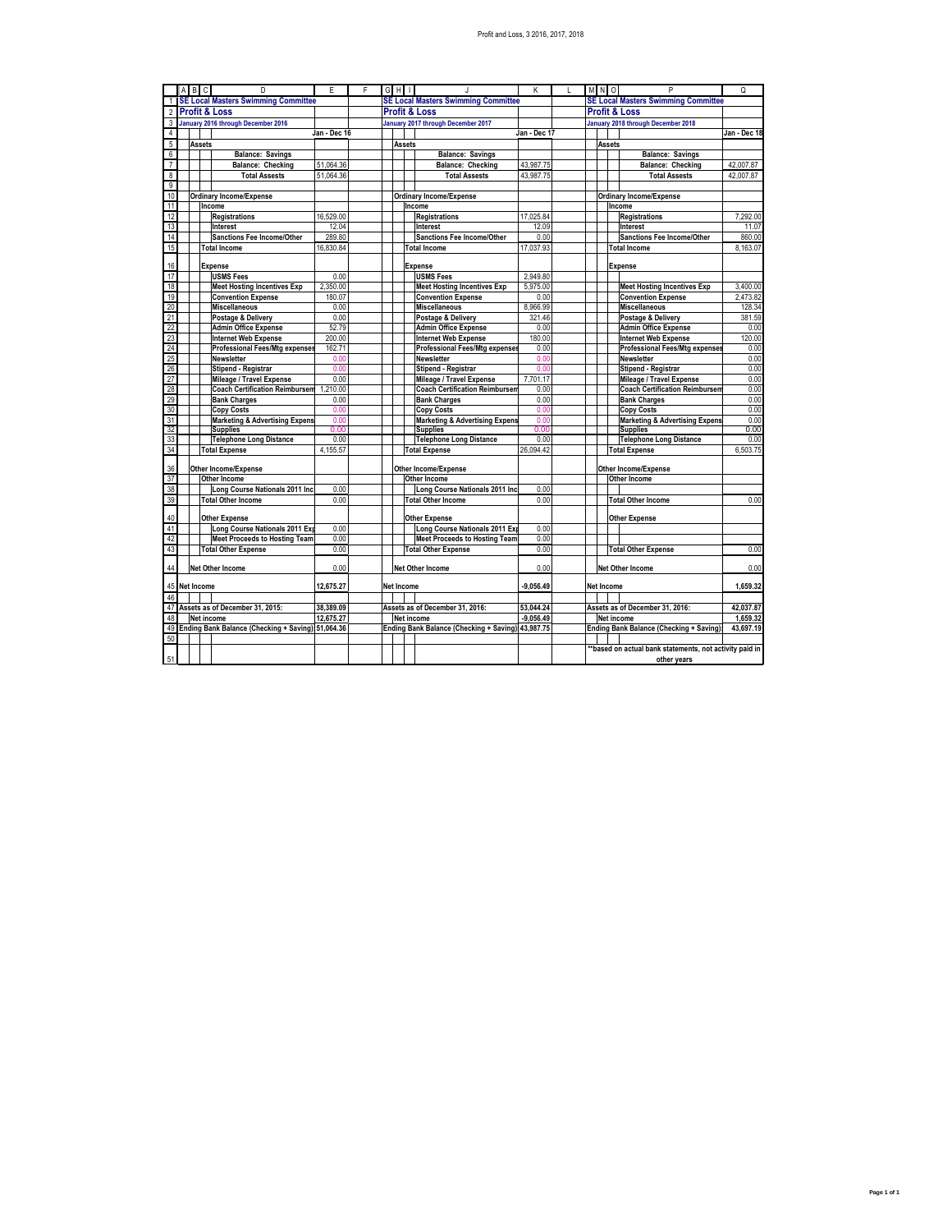| | SE Local Masters Swimming Committee | | SE Local Masters Swimming Committee | | SE Local Masters Swimming Committee | |
|---|---|---|---|---|---|---|
| | **Profit & Loss** | | **Profit & Loss** | | **Profit & Loss** | |
| | January 2016 through December 2016 | | January 2017 through December 2017 | | January 2018 through December 2018 | |
| | | Jan - Dec 16 | | Jan - Dec 17 | | Jan - Dec 18 |
| | **Assets** | | **Assets** | | **Assets** | |
| | Balance: Savings | | Balance: Savings | | Balance: Savings | |
| | Balance: Checking | 51,064.36 | Balance: Checking | 43,987.75 | Balance: Checking | 42,007.87 |
| | Total Assests | 51,064.36 | Total Assests | 43,987.75 | Total Assests | 42,007.87 |
| | | | | | | |
| | **Ordinary Income/Expense** | | **Ordinary Income/Expense** | | **Ordinary Income/Expense** | |
| | Income | | Income | | Income | |
| | Registrations | 16,529.00 | Registrations | 17,025.84 | Registrations | 7,292.00 |
| | Interest | 12.04 | Interest | 12.09 | Interest | 11.07 |
| | Sanctions Fee Income/Other | 289.80 | Sanctions Fee Income/Other | 0.00 | Sanctions Fee Income/Other | 860.00 |
| | Total Income | 16,830.84 | Total Income | 17,037.93 | Total Income | 8,163.07 |
| | Expense | | Expense | | Expense | |
| | USMS Fees | 0.00 | USMS Fees | 2,949.80 | | |
| | Meet Hosting Incentives Exp | 2,350.00 | Meet Hosting Incentives Exp | 5,975.00 | Meet Hosting Incentives Exp | 3,400.00 |
| | Convention Expense | 180.07 | Convention Expense | 0.00 | Convention Expense | 2,473.82 |
| | Miscellaneous | 0.00 | Miscellaneous | 8,966.99 | Miscellaneous | 128.34 |
| | Postage & Delivery | 0.00 | Postage & Delivery | 321.46 | Postage & Delivery | 381.59 |
| | Admin Office Expense | 52.79 | Admin Office Expense | 0.00 | Admin Office Expense | 0.00 |
| | Internet Web Expense | 200.00 | Internet Web Expense | 180.00 | Internet Web Expense | 120.00 |
| | Professional Fees/Mtg expenses | 162.71 | Professional Fees/Mtg expenses | 0.00 | Professional Fees/Mtg expenses | 0.00 |
| | Newsletter | 0.00 | Newsletter | 0.00 | Newsletter | 0.00 |
| | Stipend - Registrar | 0.00 | Stipend - Registrar | 0.00 | Stipend - Registrar | 0.00 |
| | Mileage / Travel Expense | 0.00 | Mileage / Travel Expense | 7,701.17 | Mileage / Travel Expense | 0.00 |
| | Coach Certification Reimbursem | 1,210.00 | Coach Certification Reimbursem | 0.00 | Coach Certification Reimbursem | 0.00 |
| | Bank Charges | 0.00 | Bank Charges | 0.00 | Bank Charges | 0.00 |
| | Copy Costs | 0.00 | Copy Costs | 0.00 | Copy Costs | 0.00 |
| | Marketing & Advertising Expens | 0.00 | Marketing & Advertising Expens | 0.00 | Marketing & Advertising Expens | 0.00 |
| | Supplies | 0.00 | Supplies | 0.00 | Supplies | 0.00 |
| | Telephone Long Distance | 0.00 | Telephone Long Distance | 0.00 | Telephone Long Distance | 0.00 |
| | Total Expense | 4,155.57 | Total Expense | 26,094.42 | Total Expense | 6,503.75 |
| | **Other Income/Expense** | | **Other Income/Expense** | | **Other Income/Expense** | |
| | Other Income | | Other Income | | Other Income | |
| | Long Course Nationals 2011 Inc | 0.00 | Long Course Nationals 2011 Inc | 0.00 | | |
| | Total Other Income | 0.00 | Total Other Income | 0.00 | Total Other Income | 0.00 |
| | Other Expense | | Other Expense | | Other Expense | |
| | Long Course Nationals 2011 Exp | 0.00 | Long Course Nationals 2011 Exp | 0.00 | | |
| | Meet Proceeds to Hosting Team | 0.00 | Meet Proceeds to Hosting Team | 0.00 | | |
| | Total Other Expense | 0.00 | Total Other Expense | 0.00 | Total Other Expense | 0.00 |
| | Net Other Income | 0.00 | Net Other Income | 0.00 | Net Other Income | 0.00 |
| | **Net Income** | **12,675.27** | **Net Income** | **-9,056.49** | **Net Income** | **1,659.32** |
| | | | | | | |
| | Assets as of December 31, 2015: | 38,389.09 | Assets as of December 31, 2016: | 53,044.24 | Assets as of December 31, 2016: | 42,037.87 |
| | Net income | 12,675.27 | Net income | -9,056.49 | Net income | 1,659.32 |
| | Ending Bank Balance (Checking + Saving) | 51,064.36 | Ending Bank Balance (Checking + Saving) | 43,987.75 | Ending Bank Balance (Checking + Saving): | 43,697.19 |
| | | | | | | |
| | | | | | **based on actual bank statements, not activity paid in other years | |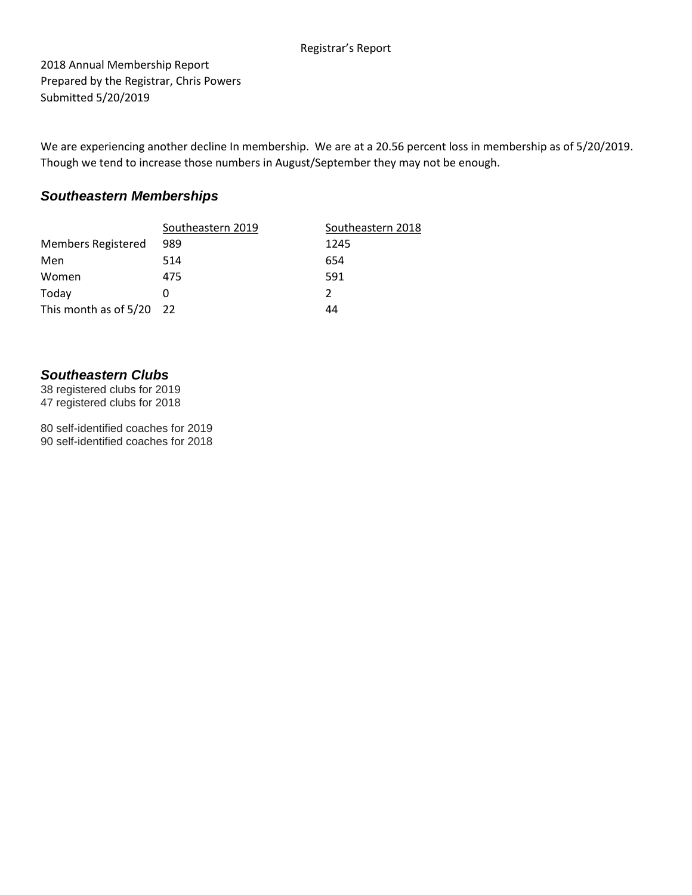Registrar's Report

2018 Annual Membership Report
Prepared by the Registrar, Chris Powers
Submitted 5/20/2019

We are experiencing another decline In membership. We are at a 20.56 percent loss in membership as of 5/20/2019. Though we tend to increase those numbers in August/September they may not be enough.

## *Southeastern Memberships*

| | Southeastern 2019 | Southeastern 2018 |
|---|---|---|
| Members Registered | 989 | 1245 |
| Men | 514 | 654 |
| Women | 475 | 591 |
| Today | 0 | 2 |
| This month as of 5/20 | 22 | 44 |

## *Southeastern Clubs*

38 registered clubs for 2019
47 registered clubs for 2018

80 self-identified coaches for 2019
90 self-identified coaches for 2018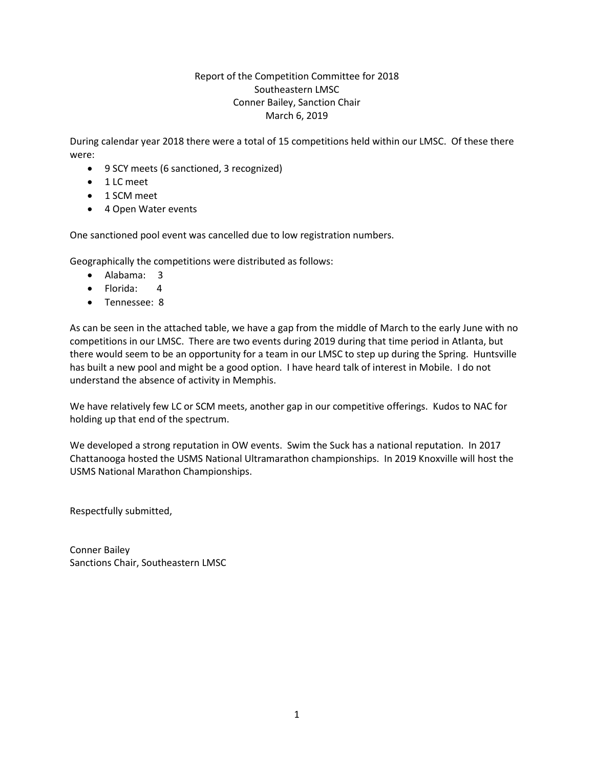# Report of the Competition Committee for 2018
## Southeastern LMSC
## Conner Bailey, Sanction Chair
## March 6, 2019

During calendar year 2018 there were a total of 15 competitions held within our LMSC. Of these there were:

- 9 SCY meets (6 sanctioned, 3 recognized)
- 1 LC meet
- 1 SCM meet
- 4 Open Water events

One sanctioned pool event was cancelled due to low registration numbers.

Geographically the competitions were distributed as follows:

- Alabama: 3
- Florida: 4
- Tennessee: 8

As can be seen in the attached table, we have a gap from the middle of March to the early June with no competitions in our LMSC. There are two events during 2019 during that time period in Atlanta, but there would seem to be an opportunity for a team in our LMSC to step up during the Spring. Huntsville has built a new pool and might be a good option. I have heard talk of interest in Mobile. I do not understand the absence of activity in Memphis.

We have relatively few LC or SCM meets, another gap in our competitive offerings. Kudos to NAC for holding up that end of the spectrum.

We developed a strong reputation in OW events. Swim the Suck has a national reputation. In 2017 Chattanooga hosted the USMS National Ultramarathon championships. In 2019 Knoxville will host the USMS National Marathon Championships.

Respectfully submitted,

Conner Bailey
Sanctions Chair, Southeastern LMSC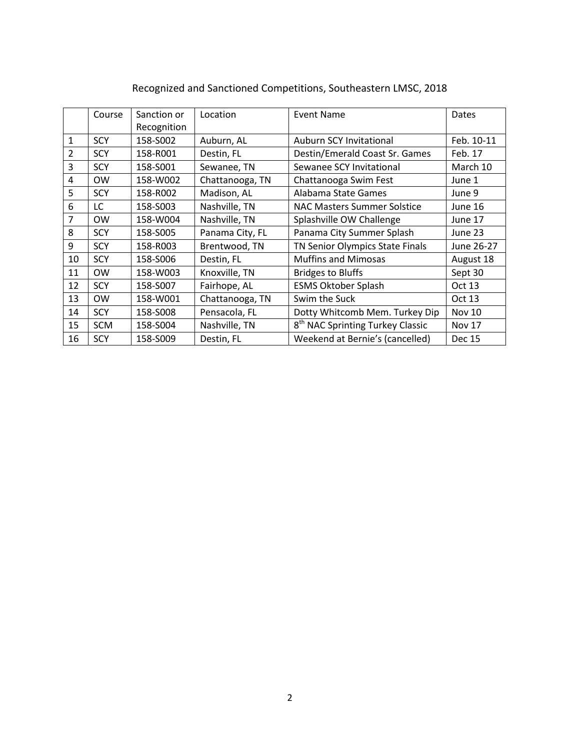Recognized and Sanctioned Competitions, Southeastern LMSC, 2018

| | Course | Sanction or Recognition | Location | Event Name | Dates |
|---|---|---|---|---|---|
| 1 | SCY | 158-S002 | Auburn, AL | Auburn SCY Invitational | Feb. 10-11 |
| 2 | SCY | 158-R001 | Destin, FL | Destin/Emerald Coast Sr. Games | Feb. 17 |
| 3 | SCY | 158-S001 | Sewanee, TN | Sewanee SCY Invitational | March 10 |
| 4 | OW | 158-W002 | Chattanooga, TN | Chattanooga Swim Fest | June 1 |
| 5 | SCY | 158-R002 | Madison, AL | Alabama State Games | June 9 |
| 6 | LC | 158-S003 | Nashville, TN | NAC Masters Summer Solstice | June 16 |
| 7 | OW | 158-W004 | Nashville, TN | Splashville OW Challenge | June 17 |
| 8 | SCY | 158-S005 | Panama City, FL | Panama City Summer Splash | June 23 |
| 9 | SCY | 158-R003 | Brentwood, TN | TN Senior Olympics State Finals | June 26-27 |
| 10 | SCY | 158-S006 | Destin, FL | Muffins and Mimosas | August 18 |
| 11 | OW | 158-W003 | Knoxville, TN | Bridges to Bluffs | Sept 30 |
| 12 | SCY | 158-S007 | Fairhope, AL | ESMS Oktober Splash | Oct 13 |
| 13 | OW | 158-W001 | Chattanooga, TN | Swim the Suck | Oct 13 |
| 14 | SCY | 158-S008 | Pensacola, FL | Dotty Whitcomb Mem. Turkey Dip | Nov 10 |
| 15 | SCM | 158-S004 | Nashville, TN | 8th NAC Sprinting Turkey Classic | Nov 17 |
| 16 | SCY | 158-S009 | Destin, FL | Weekend at Bernie's (cancelled) | Dec 15 |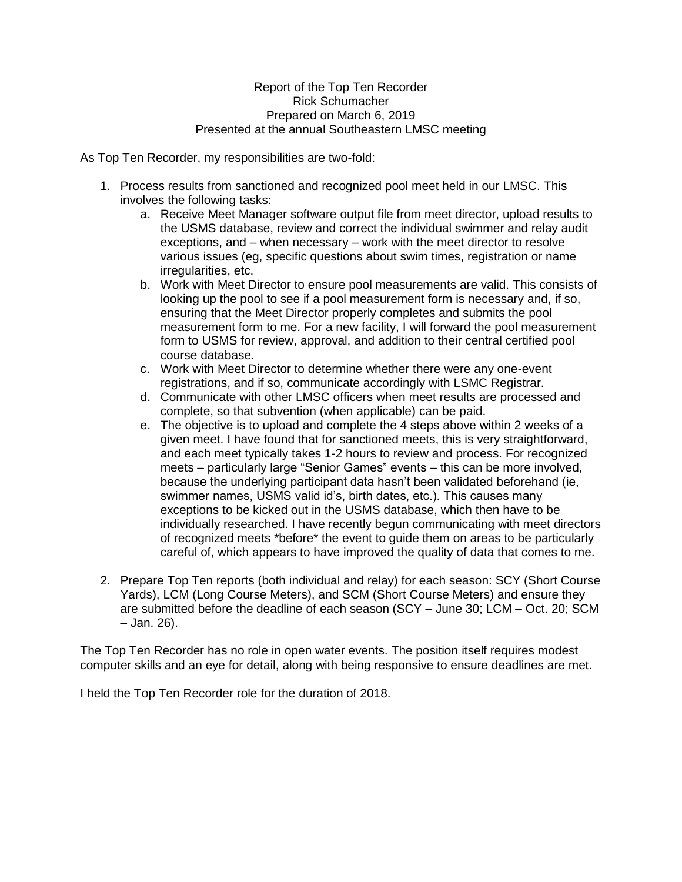Report of the Top Ten Recorder
Rick Schumacher
Prepared on March 6, 2019
Presented at the annual Southeastern LMSC meeting

As Top Ten Recorder, my responsibilities are two-fold:

1. Process results from sanctioned and recognized pool meet held in our LMSC. This involves the following tasks:
   a. Receive Meet Manager software output file from meet director, upload results to the USMS database, review and correct the individual swimmer and relay audit exceptions, and – when necessary – work with the meet director to resolve various issues (eg, specific questions about swim times, registration or name irregularities, etc.
   b. Work with Meet Director to ensure pool measurements are valid. This consists of looking up the pool to see if a pool measurement form is necessary and, if so, ensuring that the Meet Director properly completes and submits the pool measurement form to me. For a new facility, I will forward the pool measurement form to USMS for review, approval, and addition to their central certified pool course database.
   c. Work with Meet Director to determine whether there were any one-event registrations, and if so, communicate accordingly with LSMC Registrar.
   d. Communicate with other LMSC officers when meet results are processed and complete, so that subvention (when applicable) can be paid.
   e. The objective is to upload and complete the 4 steps above within 2 weeks of a given meet. I have found that for sanctioned meets, this is very straightforward, and each meet typically takes 1-2 hours to review and process. For recognized meets – particularly large "Senior Games" events – this can be more involved, because the underlying participant data hasn't been validated beforehand (ie, swimmer names, USMS valid id's, birth dates, etc.). This causes many exceptions to be kicked out in the USMS database, which then have to be individually researched. I have recently begun communicating with meet directors of recognized meets *before* the event to guide them on areas to be particularly careful of, which appears to have improved the quality of data that comes to me.

2. Prepare Top Ten reports (both individual and relay) for each season: SCY (Short Course Yards), LCM (Long Course Meters), and SCM (Short Course Meters) and ensure they are submitted before the deadline of each season (SCY – June 30; LCM – Oct. 20; SCM – Jan. 26).

The Top Ten Recorder has no role in open water events. The position itself requires modest computer skills and an eye for detail, along with being responsive to ensure deadlines are met.

I held the Top Ten Recorder role for the duration of 2018.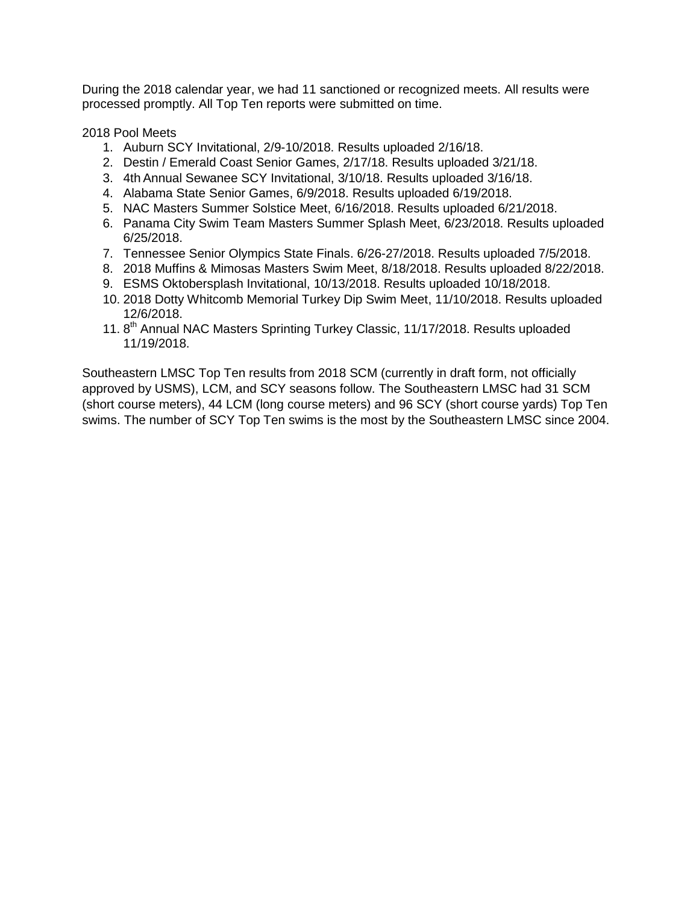During the 2018 calendar year, we had 11 sanctioned or recognized meets. All results were processed promptly. All Top Ten reports were submitted on time.

2018 Pool Meets

1. Auburn SCY Invitational, 2/9-10/2018. Results uploaded 2/16/18.
2. Destin / Emerald Coast Senior Games, 2/17/18. Results uploaded 3/21/18.
3. 4th Annual Sewanee SCY Invitational, 3/10/18. Results uploaded 3/16/18.
4. Alabama State Senior Games, 6/9/2018. Results uploaded 6/19/2018.
5. NAC Masters Summer Solstice Meet, 6/16/2018. Results uploaded 6/21/2018.
6. Panama City Swim Team Masters Summer Splash Meet, 6/23/2018. Results uploaded 6/25/2018.
7. Tennessee Senior Olympics State Finals. 6/26-27/2018. Results uploaded 7/5/2018.
8. 2018 Muffins & Mimosas Masters Swim Meet, 8/18/2018. Results uploaded 8/22/2018.
9. ESMS Oktobersplash Invitational, 10/13/2018. Results uploaded 10/18/2018.
10. 2018 Dotty Whitcomb Memorial Turkey Dip Swim Meet, 11/10/2018. Results uploaded 12/6/2018.
11. 8th Annual NAC Masters Sprinting Turkey Classic, 11/17/2018. Results uploaded 11/19/2018.

Southeastern LMSC Top Ten results from 2018 SCM (currently in draft form, not officially approved by USMS), LCM, and SCY seasons follow. The Southeastern LMSC had 31 SCM (short course meters), 44 LCM (long course meters) and 96 SCY (short course yards) Top Ten swims. The number of SCY Top Ten swims is the most by the Southeastern LMSC since 2004.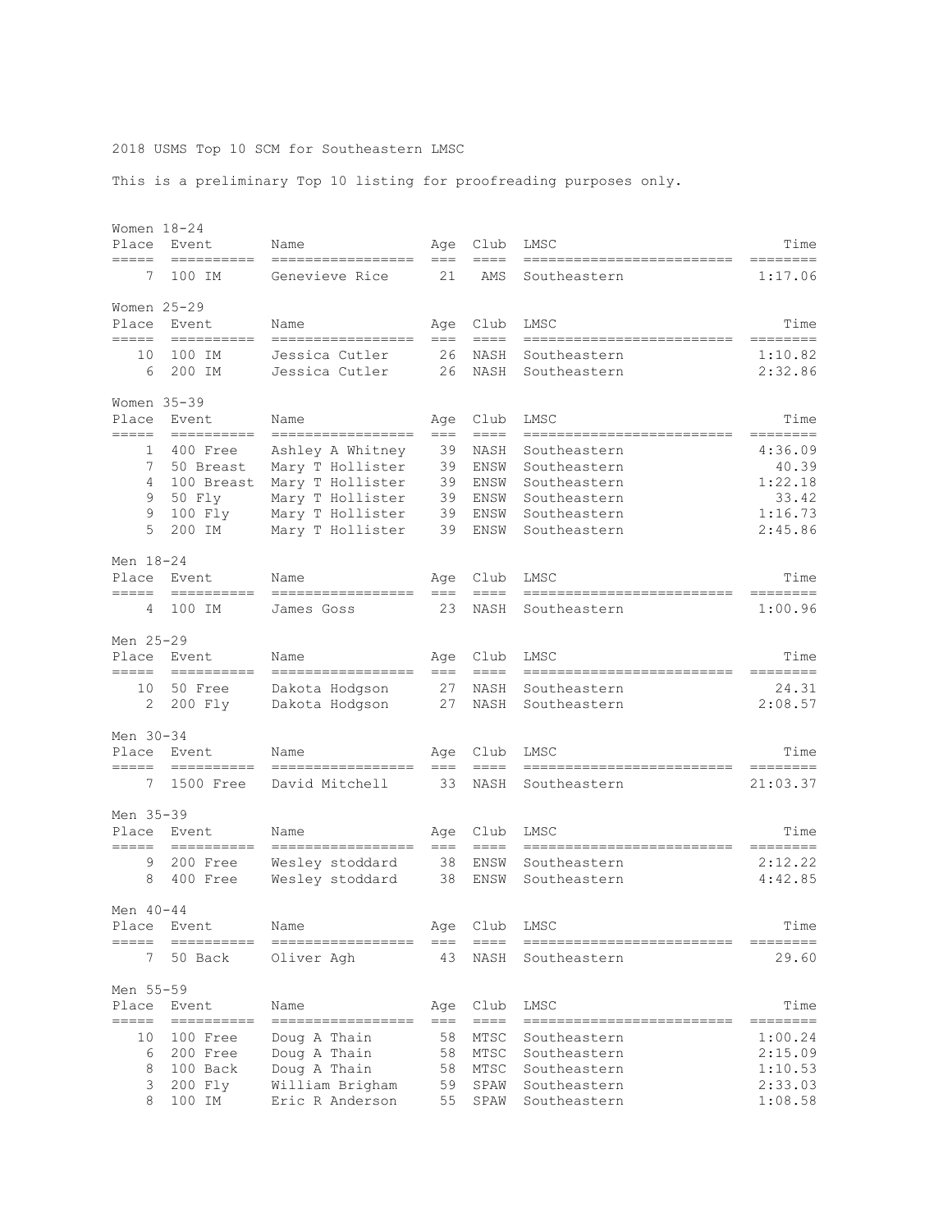2018 USMS Top 10 SCM for Southeastern LMSC

This is a preliminary Top 10 listing for proofreading purposes only.

### Women 18-24

| Place | Event | Name | Age | Club | LMSC | Time |
|---|---|---|---|---|---|---|
| 7 | 100 IM | Genevieve Rice | 21 | AMS | Southeastern | 1:17.06 |

### Women 25-29

| Place | Event | Name | Age | Club | LMSC | Time |
|---|---|---|---|---|---|---|
| 10 | 100 IM | Jessica Cutler | 26 | NASH | Southeastern | 1:10.82 |
| 6 | 200 IM | Jessica Cutler | 26 | NASH | Southeastern | 2:32.86 |

### Women 35-39

| Place | Event | Name | Age | Club | LMSC | Time |
|---|---|---|---|---|---|---|
| 1 | 400 Free | Ashley A Whitney | 39 | NASH | Southeastern | 4:36.09 |
| 7 | 50 Breast | Mary T Hollister | 39 | ENSW | Southeastern | 40.39 |
| 4 | 100 Breast | Mary T Hollister | 39 | ENSW | Southeastern | 1:22.18 |
| 9 | 50 Fly | Mary T Hollister | 39 | ENSW | Southeastern | 33.42 |
| 9 | 100 Fly | Mary T Hollister | 39 | ENSW | Southeastern | 1:16.73 |
| 5 | 200 IM | Mary T Hollister | 39 | ENSW | Southeastern | 2:45.86 |

### Men 18-24

| Place | Event | Name | Age | Club | LMSC | Time |
|---|---|---|---|---|---|---|
| 4 | 100 IM | James Goss | 23 | NASH | Southeastern | 1:00.96 |

### Men 25-29

| Place | Event | Name | Age | Club | LMSC | Time |
|---|---|---|---|---|---|---|
| 10 | 50 Free | Dakota Hodgson | 27 | NASH | Southeastern | 24.31 |
| 2 | 200 Fly | Dakota Hodgson | 27 | NASH | Southeastern | 2:08.57 |

### Men 30-34

| Place | Event | Name | Age | Club | LMSC | Time |
|---|---|---|---|---|---|---|
| 7 | 1500 Free | David Mitchell | 33 | NASH | Southeastern | 21:03.37 |

### Men 35-39

| Place | Event | Name | Age | Club | LMSC | Time |
|---|---|---|---|---|---|---|
| 9 | 200 Free | Wesley stoddard | 38 | ENSW | Southeastern | 2:12.22 |
| 8 | 400 Free | Wesley stoddard | 38 | ENSW | Southeastern | 4:42.85 |

### Men 40-44

| Place | Event | Name | Age | Club | LMSC | Time |
|---|---|---|---|---|---|---|
| 7 | 50 Back | Oliver Agh | 43 | NASH | Southeastern | 29.60 |

### Men 55-59

| Place | Event | Name | Age | Club | LMSC | Time |
|---|---|---|---|---|---|---|
| 10 | 100 Free | Doug A Thain | 58 | MTSC | Southeastern | 1:00.24 |
| 6 | 200 Free | Doug A Thain | 58 | MTSC | Southeastern | 2:15.09 |
| 8 | 100 Back | Doug A Thain | 58 | MTSC | Southeastern | 1:10.53 |
| 3 | 200 Fly | William Brigham | 59 | SPAW | Southeastern | 2:33.03 |
| 8 | 100 IM | Eric R Anderson | 55 | SPAW | Southeastern | 1:08.58 |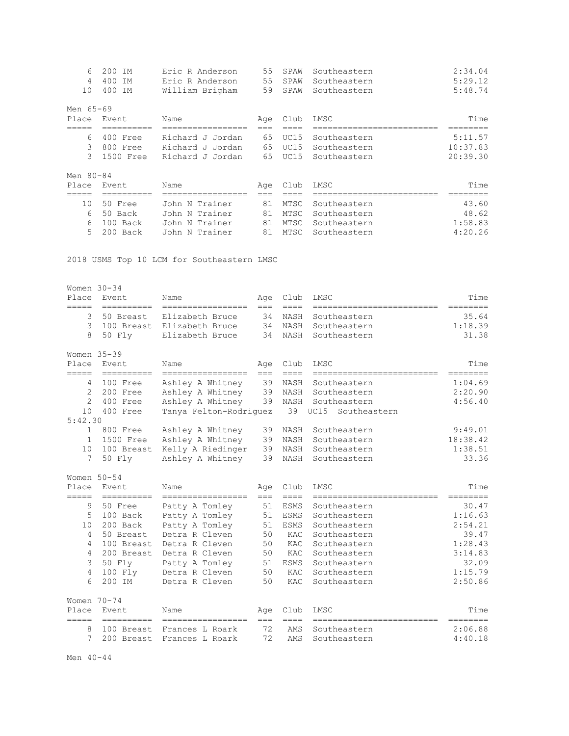| Place | Event | Name | Age | Club | LMSC | Time |
|---|---|---|---|---|---|---|
| 6 | 200 IM | Eric R Anderson | 55 | SPAW | Southeastern | 2:34.04 |
| 4 | 400 IM | Eric R Anderson | 55 | SPAW | Southeastern | 5:29.12 |
| 10 | 400 IM | William Brigham | 59 | SPAW | Southeastern | 5:48.74 |

Men 65-69

| Place | Event | Name | Age | Club | LMSC | Time |
|---|---|---|---|---|---|---|
| 6 | 400 Free | Richard J Jordan | 65 | UC15 | Southeastern | 5:11.57 |
| 3 | 800 Free | Richard J Jordan | 65 | UC15 | Southeastern | 10:37.83 |
| 3 | 1500 Free | Richard J Jordan | 65 | UC15 | Southeastern | 20:39.30 |

Men 80-84

| Place | Event | Name | Age | Club | LMSC | Time |
|---|---|---|---|---|---|---|
| 10 | 50 Free | John N Trainer | 81 | MTSC | Southeastern | 43.60 |
| 6 | 50 Back | John N Trainer | 81 | MTSC | Southeastern | 48.62 |
| 6 | 100 Back | John N Trainer | 81 | MTSC | Southeastern | 1:58.83 |
| 5 | 200 Back | John N Trainer | 81 | MTSC | Southeastern | 4:20.26 |

2018 USMS Top 10 LCM for Southeastern LMSC

Women 30-34

| Place | Event | Name | Age | Club | LMSC | Time |
|---|---|---|---|---|---|---|
| 3 | 50 Breast | Elizabeth Bruce | 34 | NASH | Southeastern | 35.64 |
| 3 | 100 Breast | Elizabeth Bruce | 34 | NASH | Southeastern | 1:18.39 |
| 8 | 50 Fly | Elizabeth Bruce | 34 | NASH | Southeastern | 31.38 |

Women 35-39

| Place | Event | Name | Age | Club | LMSC | Time |
|---|---|---|---|---|---|---|
| 4 | 100 Free | Ashley A Whitney | 39 | NASH | Southeastern | 1:04.69 |
| 2 | 200 Free | Ashley A Whitney | 39 | NASH | Southeastern | 2:20.90 |
| 2 | 400 Free | Ashley A Whitney | 39 | NASH | Southeastern | 4:56.40 |
| 10 | 400 Free | Tanya Felton-Rodriguez | 39 | UC15 | Southeastern | 5:42.30 |
| 1 | 800 Free | Ashley A Whitney | 39 | NASH | Southeastern | 9:49.01 |
| 1 | 1500 Free | Ashley A Whitney | 39 | NASH | Southeastern | 18:38.42 |
| 10 | 100 Breast | Kelly A Riedinger | 39 | NASH | Southeastern | 1:38.51 |
| 7 | 50 Fly | Ashley A Whitney | 39 | NASH | Southeastern | 33.36 |

Women 50-54

| Place | Event | Name | Age | Club | LMSC | Time |
|---|---|---|---|---|---|---|
| 9 | 50 Free | Patty A Tomley | 51 | ESMS | Southeastern | 30.47 |
| 5 | 100 Back | Patty A Tomley | 51 | ESMS | Southeastern | 1:16.63 |
| 10 | 200 Back | Patty A Tomley | 51 | ESMS | Southeastern | 2:54.21 |
| 4 | 50 Breast | Detra R Cleven | 50 | KAC | Southeastern | 39.47 |
| 4 | 100 Breast | Detra R Cleven | 50 | KAC | Southeastern | 1:28.43 |
| 4 | 200 Breast | Detra R Cleven | 50 | KAC | Southeastern | 3:14.83 |
| 3 | 50 Fly | Patty A Tomley | 51 | ESMS | Southeastern | 32.09 |
| 4 | 100 Fly | Detra R Cleven | 50 | KAC | Southeastern | 1:15.79 |
| 6 | 200 IM | Detra R Cleven | 50 | KAC | Southeastern | 2:50.86 |

Women 70-74

| Place | Event | Name | Age | Club | LMSC | Time |
|---|---|---|---|---|---|---|
| 8 | 100 Breast | Frances L Roark | 72 | AMS | Southeastern | 2:06.88 |
| 7 | 200 Breast | Frances L Roark | 72 | AMS | Southeastern | 4:40.18 |

Men 40-44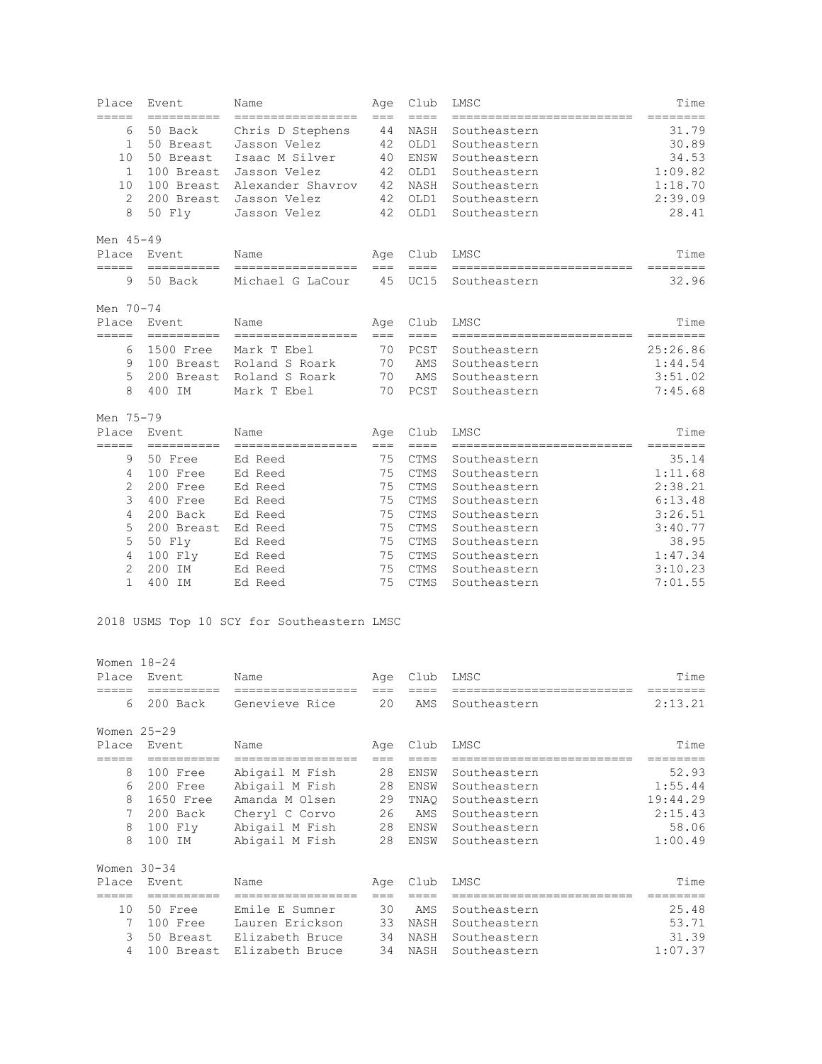| Place | Event | Name | Age | Club | LMSC | Time |
|---|---|---|---|---|---|---|
| 6 | 50 Back | Chris D Stephens | 44 | NASH | Southeastern | 31.79 |
| 1 | 50 Breast | Jasson Velez | 42 | OLD1 | Southeastern | 30.89 |
| 10 | 50 Breast | Isaac M Silver | 40 | ENSW | Southeastern | 34.53 |
| 1 | 100 Breast | Jasson Velez | 42 | OLD1 | Southeastern | 1:09.82 |
| 10 | 100 Breast | Alexander Shavrov | 42 | NASH | Southeastern | 1:18.70 |
| 2 | 200 Breast | Jasson Velez | 42 | OLD1 | Southeastern | 2:39.09 |
| 8 | 50 Fly | Jasson Velez | 42 | OLD1 | Southeastern | 28.41 |

Men 45-49

| Place | Event | Name | Age | Club | LMSC | Time |
|---|---|---|---|---|---|---|
| 9 | 50 Back | Michael G LaCour | 45 | UC15 | Southeastern | 32.96 |

Men 70-74

| Place | Event | Name | Age | Club | LMSC | Time |
|---|---|---|---|---|---|---|
| 6 | 1500 Free | Mark T Ebel | 70 | PCST | Southeastern | 25:26.86 |
| 9 | 100 Breast | Roland S Roark | 70 | AMS | Southeastern | 1:44.54 |
| 5 | 200 Breast | Roland S Roark | 70 | AMS | Southeastern | 3:51.02 |
| 8 | 400 IM | Mark T Ebel | 70 | PCST | Southeastern | 7:45.68 |

Men 75-79

| Place | Event | Name | Age | Club | LMSC | Time |
|---|---|---|---|---|---|---|
| 9 | 50 Free | Ed Reed | 75 | CTMS | Southeastern | 35.14 |
| 4 | 100 Free | Ed Reed | 75 | CTMS | Southeastern | 1:11.68 |
| 2 | 200 Free | Ed Reed | 75 | CTMS | Southeastern | 2:38.21 |
| 3 | 400 Free | Ed Reed | 75 | CTMS | Southeastern | 6:13.48 |
| 4 | 200 Back | Ed Reed | 75 | CTMS | Southeastern | 3:26.51 |
| 5 | 200 Breast | Ed Reed | 75 | CTMS | Southeastern | 3:40.77 |
| 5 | 50 Fly | Ed Reed | 75 | CTMS | Southeastern | 38.95 |
| 4 | 100 Fly | Ed Reed | 75 | CTMS | Southeastern | 1:47.34 |
| 2 | 200 IM | Ed Reed | 75 | CTMS | Southeastern | 3:10.23 |
| 1 | 400 IM | Ed Reed | 75 | CTMS | Southeastern | 7:01.55 |

2018 USMS Top 10 SCY for Southeastern LMSC

Women 18-24

| Place | Event | Name | Age | Club | LMSC | Time |
|---|---|---|---|---|---|---|
| 6 | 200 Back | Genevieve Rice | 20 | AMS | Southeastern | 2:13.21 |

Women 25-29

| Place | Event | Name | Age | Club | LMSC | Time |
|---|---|---|---|---|---|---|
| 8 | 100 Free | Abigail M Fish | 28 | ENSW | Southeastern | 52.93 |
| 6 | 200 Free | Abigail M Fish | 28 | ENSW | Southeastern | 1:55.44 |
| 8 | 1650 Free | Amanda M Olsen | 29 | TNAQ | Southeastern | 19:44.29 |
| 7 | 200 Back | Cheryl C Corvo | 26 | AMS | Southeastern | 2:15.43 |
| 8 | 100 Fly | Abigail M Fish | 28 | ENSW | Southeastern | 58.06 |
| 8 | 100 IM | Abigail M Fish | 28 | ENSW | Southeastern | 1:00.49 |

Women 30-34

| Place | Event | Name | Age | Club | LMSC | Time |
|---|---|---|---|---|---|---|
| 10 | 50 Free | Emile E Sumner | 30 | AMS | Southeastern | 25.48 |
| 7 | 100 Free | Lauren Erickson | 33 | NASH | Southeastern | 53.71 |
| 3 | 50 Breast | Elizabeth Bruce | 34 | NASH | Southeastern | 31.39 |
| 4 | 100 Breast | Elizabeth Bruce | 34 | NASH | Southeastern | 1:07.37 |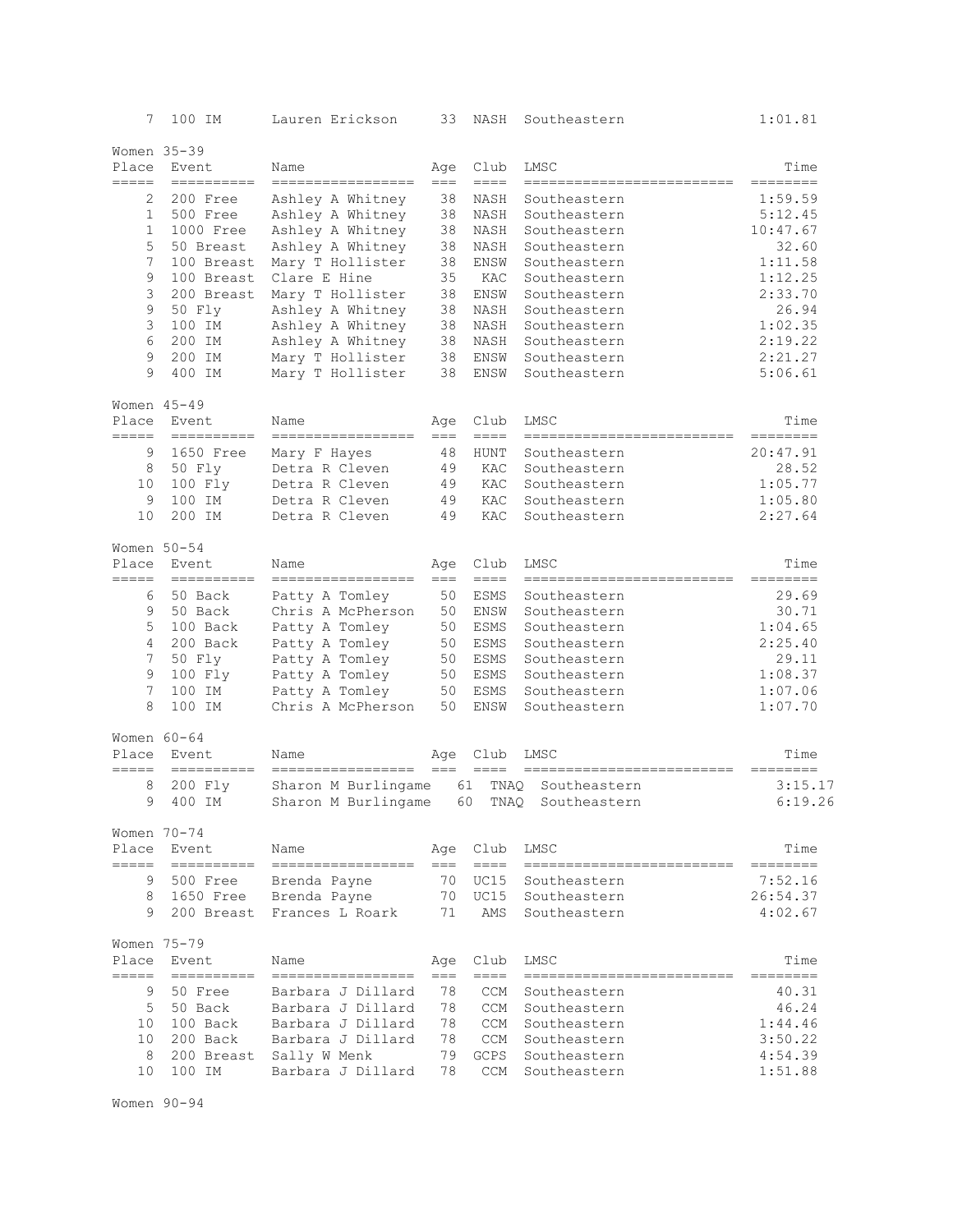| 7 | 100 IM | Lauren Erickson | 33 | NASH | Southeastern | 1:01.81 |
|---|---|---|---|---|---|---|

Women 35-39

| Place | Event | Name | Age | Club | LMSC | Time |
|---|---|---|---|---|---|---|
| 2 | 200 Free | Ashley A Whitney | 38 | NASH | Southeastern | 1:59.59 |
| 1 | 500 Free | Ashley A Whitney | 38 | NASH | Southeastern | 5:12.45 |
| 1 | 1000 Free | Ashley A Whitney | 38 | NASH | Southeastern | 10:47.67 |
| 5 | 50 Breast | Ashley A Whitney | 38 | NASH | Southeastern | 32.60 |
| 7 | 100 Breast | Mary T Hollister | 38 | ENSW | Southeastern | 1:11.58 |
| 9 | 100 Breast | Clare E Hine | 35 | KAC | Southeastern | 1:12.25 |
| 3 | 200 Breast | Mary T Hollister | 38 | ENSW | Southeastern | 2:33.70 |
| 9 | 50 Fly | Ashley A Whitney | 38 | NASH | Southeastern | 26.94 |
| 3 | 100 IM | Ashley A Whitney | 38 | NASH | Southeastern | 1:02.35 |
| 6 | 200 IM | Ashley A Whitney | 38 | NASH | Southeastern | 2:19.22 |
| 9 | 200 IM | Mary T Hollister | 38 | ENSW | Southeastern | 2:21.27 |
| 9 | 400 IM | Mary T Hollister | 38 | ENSW | Southeastern | 5:06.61 |

Women 45-49

| Place | Event | Name | Age | Club | LMSC | Time |
|---|---|---|---|---|---|---|
| 9 | 1650 Free | Mary F Hayes | 48 | HUNT | Southeastern | 20:47.91 |
| 8 | 50 Fly | Detra R Cleven | 49 | KAC | Southeastern | 28.52 |
| 10 | 100 Fly | Detra R Cleven | 49 | KAC | Southeastern | 1:05.77 |
| 9 | 100 IM | Detra R Cleven | 49 | KAC | Southeastern | 1:05.80 |
| 10 | 200 IM | Detra R Cleven | 49 | KAC | Southeastern | 2:27.64 |

Women 50-54

| Place | Event | Name | Age | Club | LMSC | Time |
|---|---|---|---|---|---|---|
| 6 | 50 Back | Patty A Tomley | 50 | ESMS | Southeastern | 29.69 |
| 9 | 50 Back | Chris A McPherson | 50 | ENSW | Southeastern | 30.71 |
| 5 | 100 Back | Patty A Tomley | 50 | ESMS | Southeastern | 1:04.65 |
| 4 | 200 Back | Patty A Tomley | 50 | ESMS | Southeastern | 2:25.40 |
| 7 | 50 Fly | Patty A Tomley | 50 | ESMS | Southeastern | 29.11 |
| 9 | 100 Fly | Patty A Tomley | 50 | ESMS | Southeastern | 1:08.37 |
| 7 | 100 IM | Patty A Tomley | 50 | ESMS | Southeastern | 1:07.06 |
| 8 | 100 IM | Chris A McPherson | 50 | ENSW | Southeastern | 1:07.70 |

Women 60-64

| Place | Event | Name | Age | Club | LMSC | Time |
|---|---|---|---|---|---|---|
| 8 | 200 Fly | Sharon M Burlingame | 61 | TNAQ | Southeastern | 3:15.17 |
| 9 | 400 IM | Sharon M Burlingame | 60 | TNAQ | Southeastern | 6:19.26 |

Women 70-74

| Place | Event | Name | Age | Club | LMSC | Time |
|---|---|---|---|---|---|---|
| 9 | 500 Free | Brenda Payne | 70 | UC15 | Southeastern | 7:52.16 |
| 8 | 1650 Free | Brenda Payne | 70 | UC15 | Southeastern | 26:54.37 |
| 9 | 200 Breast | Frances L Roark | 71 | AMS | Southeastern | 4:02.67 |

Women 75-79

| Place | Event | Name | Age | Club | LMSC | Time |
|---|---|---|---|---|---|---|
| 9 | 50 Free | Barbara J Dillard | 78 | CCM | Southeastern | 40.31 |
| 5 | 50 Back | Barbara J Dillard | 78 | CCM | Southeastern | 46.24 |
| 10 | 100 Back | Barbara J Dillard | 78 | CCM | Southeastern | 1:44.46 |
| 10 | 200 Back | Barbara J Dillard | 78 | CCM | Southeastern | 3:50.22 |
| 8 | 200 Breast | Sally W Menk | 79 | GCPS | Southeastern | 4:54.39 |
| 10 | 100 IM | Barbara J Dillard | 78 | CCM | Southeastern | 1:51.88 |

Women 90-94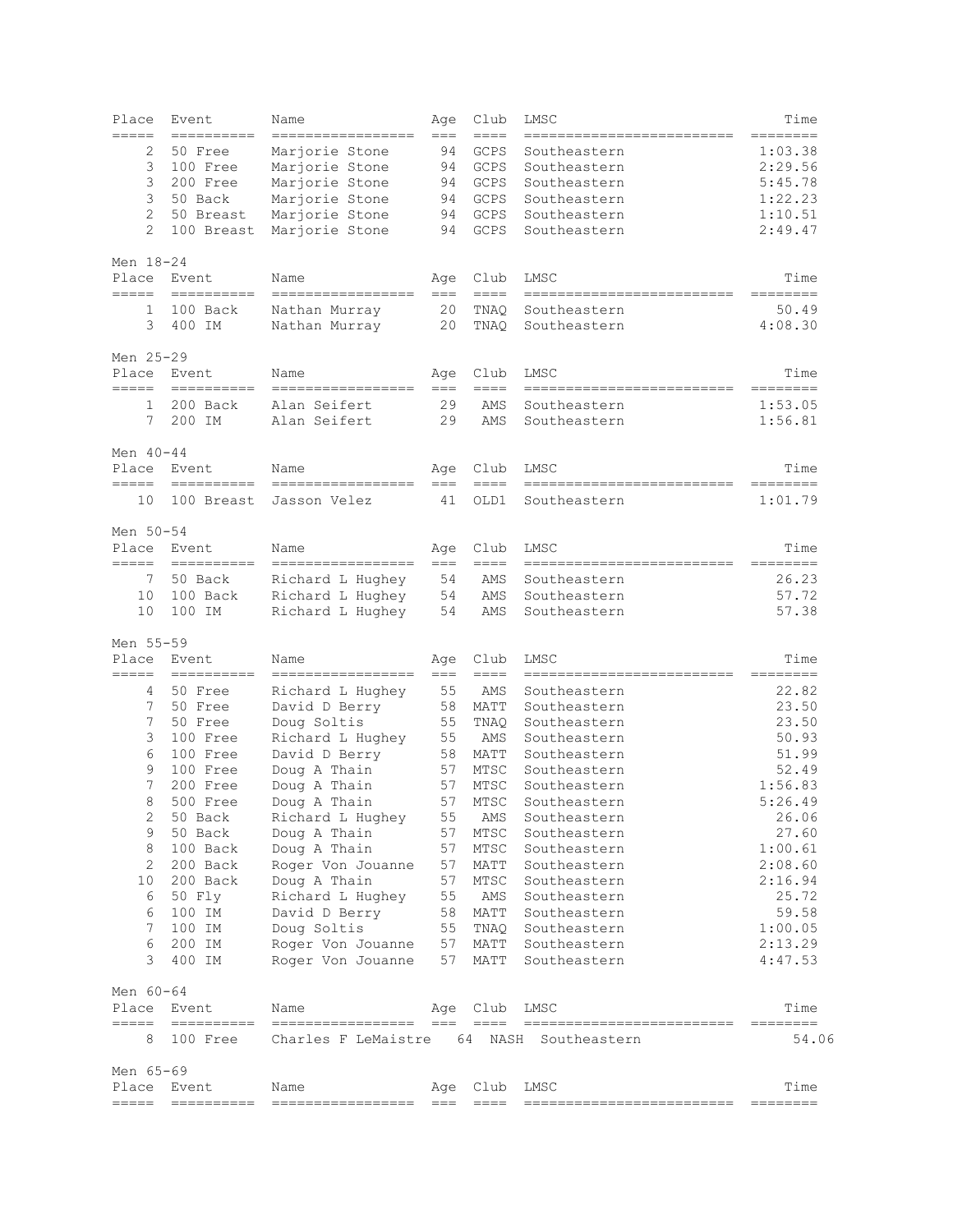| Place | Event | Name | Age | Club | LMSC | Time |
|---|---|---|---|---|---|---|
| 2 | 50 Free | Marjorie Stone | 94 | GCPS | Southeastern | 1:03.38 |
| 3 | 100 Free | Marjorie Stone | 94 | GCPS | Southeastern | 2:29.56 |
| 3 | 200 Free | Marjorie Stone | 94 | GCPS | Southeastern | 5:45.78 |
| 3 | 50 Back | Marjorie Stone | 94 | GCPS | Southeastern | 1:22.23 |
| 2 | 50 Breast | Marjorie Stone | 94 | GCPS | Southeastern | 1:10.51 |
| 2 | 100 Breast | Marjorie Stone | 94 | GCPS | Southeastern | 2:49.47 |

Men 18-24

| Place | Event | Name | Age | Club | LMSC | Time |
|---|---|---|---|---|---|---|
| 1 | 100 Back | Nathan Murray | 20 | TNAQ | Southeastern | 50.49 |
| 3 | 400 IM | Nathan Murray | 20 | TNAQ | Southeastern | 4:08.30 |

Men 25-29

| Place | Event | Name | Age | Club | LMSC | Time |
|---|---|---|---|---|---|---|
| 1 | 200 Back | Alan Seifert | 29 | AMS | Southeastern | 1:53.05 |
| 7 | 200 IM | Alan Seifert | 29 | AMS | Southeastern | 1:56.81 |

Men 40-44

| Place | Event | Name | Age | Club | LMSC | Time |
|---|---|---|---|---|---|---|
| 10 | 100 Breast | Jasson Velez | 41 | OLD1 | Southeastern | 1:01.79 |

Men 50-54

| Place | Event | Name | Age | Club | LMSC | Time |
|---|---|---|---|---|---|---|
| 7 | 50 Back | Richard L Hughey | 54 | AMS | Southeastern | 26.23 |
| 10 | 100 Back | Richard L Hughey | 54 | AMS | Southeastern | 57.72 |
| 10 | 100 IM | Richard L Hughey | 54 | AMS | Southeastern | 57.38 |

Men 55-59

| Place | Event | Name | Age | Club | LMSC | Time |
|---|---|---|---|---|---|---|
| 4 | 50 Free | Richard L Hughey | 55 | AMS | Southeastern | 22.82 |
| 7 | 50 Free | David D Berry | 58 | MATT | Southeastern | 23.50 |
| 7 | 50 Free | Doug Soltis | 55 | TNAQ | Southeastern | 23.50 |
| 3 | 100 Free | Richard L Hughey | 55 | AMS | Southeastern | 50.93 |
| 6 | 100 Free | David D Berry | 58 | MATT | Southeastern | 51.99 |
| 9 | 100 Free | Doug A Thain | 57 | MTSC | Southeastern | 52.49 |
| 7 | 200 Free | Doug A Thain | 57 | MTSC | Southeastern | 1:56.83 |
| 8 | 500 Free | Doug A Thain | 57 | MTSC | Southeastern | 5:26.49 |
| 2 | 50 Back | Richard L Hughey | 55 | AMS | Southeastern | 26.06 |
| 9 | 50 Back | Doug A Thain | 57 | MTSC | Southeastern | 27.60 |
| 8 | 100 Back | Doug A Thain | 57 | MTSC | Southeastern | 1:00.61 |
| 2 | 200 Back | Roger Von Jouanne | 57 | MATT | Southeastern | 2:08.60 |
| 10 | 200 Back | Doug A Thain | 57 | MTSC | Southeastern | 2:16.94 |
| 6 | 50 Fly | Richard L Hughey | 55 | AMS | Southeastern | 25.72 |
| 6 | 100 IM | David D Berry | 58 | MATT | Southeastern | 59.58 |
| 7 | 100 IM | Doug Soltis | 55 | TNAQ | Southeastern | 1:00.05 |
| 6 | 200 IM | Roger Von Jouanne | 57 | MATT | Southeastern | 2:13.29 |
| 3 | 400 IM | Roger Von Jouanne | 57 | MATT | Southeastern | 4:47.53 |

Men 60-64

| Place | Event | Name | Age | Club | LMSC | Time |
|---|---|---|---|---|---|---|
| 8 | 100 Free | Charles F LeMaistre | 64 | NASH | Southeastern | 54.06 |

Men 65-69

| Place | Event | Name | Age | Club | LMSC | Time |
|---|---|---|---|---|---|---|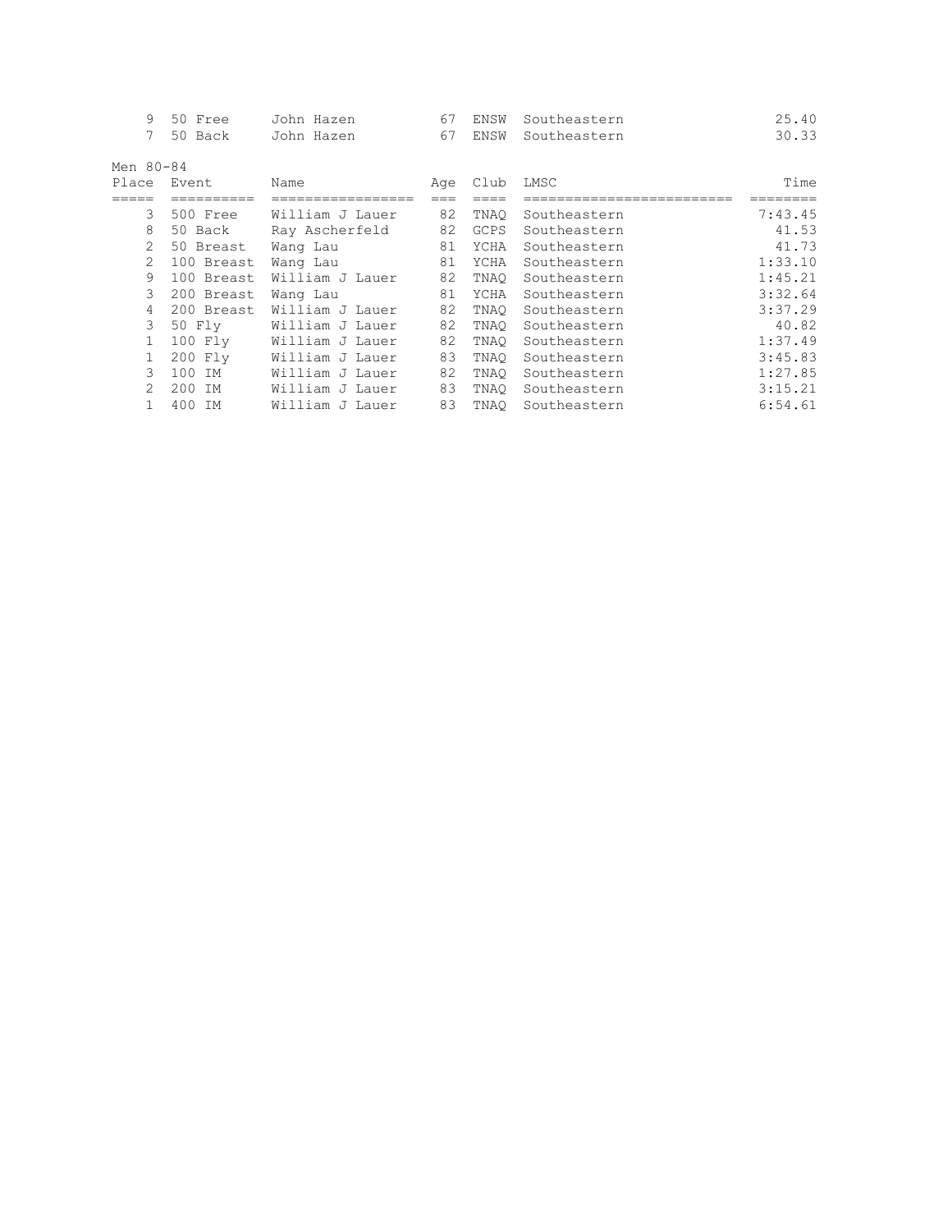| | | | | | | |
|---|---|---|---|---|---|---|
| 9 | 50 Free | John Hazen | 67 | ENSW | Southeastern | 25.40 |
| 7 | 50 Back | John Hazen | 67 | ENSW | Southeastern | 30.33 |

Men 80-84

| Place | Event | Name | Age | Club | LMSC | Time |
|---|---|---|---|---|---|---|
| 3 | 500 Free | William J Lauer | 82 | TNAQ | Southeastern | 7:43.45 |
| 8 | 50 Back | Ray Ascherfeld | 82 | GCPS | Southeastern | 41.53 |
| 2 | 50 Breast | Wang Lau | 81 | YCHA | Southeastern | 41.73 |
| 2 | 100 Breast | Wang Lau | 81 | YCHA | Southeastern | 1:33.10 |
| 9 | 100 Breast | William J Lauer | 82 | TNAQ | Southeastern | 1:45.21 |
| 3 | 200 Breast | Wang Lau | 81 | YCHA | Southeastern | 3:32.64 |
| 4 | 200 Breast | William J Lauer | 82 | TNAQ | Southeastern | 3:37.29 |
| 3 | 50 Fly | William J Lauer | 82 | TNAQ | Southeastern | 40.82 |
| 1 | 100 Fly | William J Lauer | 82 | TNAQ | Southeastern | 1:37.49 |
| 1 | 200 Fly | William J Lauer | 83 | TNAQ | Southeastern | 3:45.83 |
| 3 | 100 IM | William J Lauer | 82 | TNAQ | Southeastern | 1:27.85 |
| 2 | 200 IM | William J Lauer | 83 | TNAQ | Southeastern | 3:15.21 |
| 1 | 400 IM | William J Lauer | 83 | TNAQ | Southeastern | 6:54.61 |